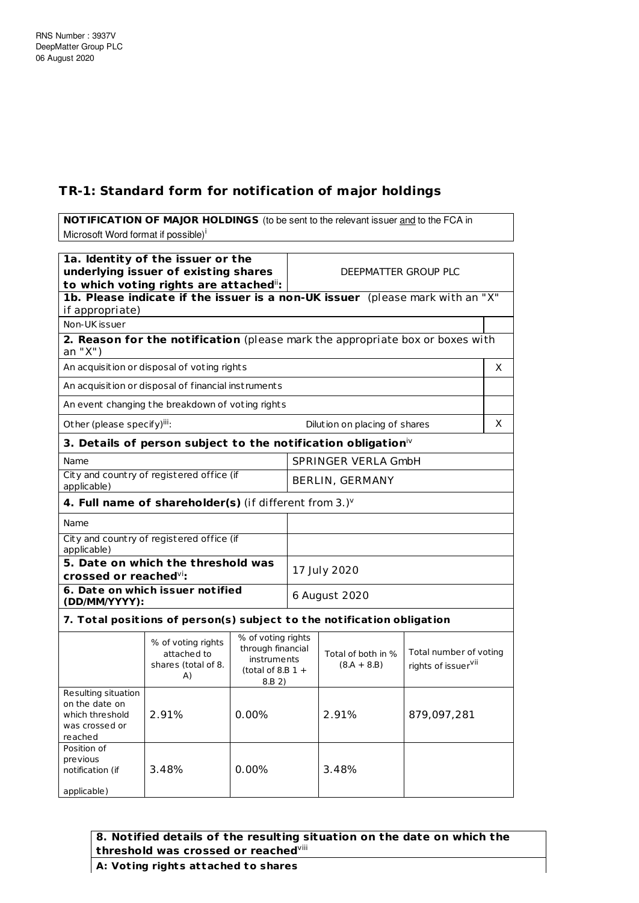RNS Number : 3937V
DeepMatter Group PLC
06 August 2020

## TR-1: Standard form for notification of major holdings

**NOTIFICATION OF MAJOR HOLDINGS** (to be sent to the relevant issuer and to the FCA in Microsoft Word format if possible)[i]

| | | |
|---|---|---|
| **1a. Identity of the issuer or the underlying issuer of existing shares to which voting rights are attached**[ii]**:** | DEEPMATTER GROUP PLC | |
| **1b. Please indicate if the issuer is a non-UK issuer** (please mark with an "X" if appropriate) | | |
| Non-UK issuer | | |
| **2. Reason for the notification** (please mark the appropriate box or boxes with an "X") | | |
| An acquisition or disposal of voting rights | | X |
| An acquisition or disposal of financial instruments | | |
| An event changing the breakdown of voting rights | | |
| Other (please specify)[iii]: | Dilution on placing of shares | X |
| **3. Details of person subject to the notification obligation**[iv] | | |
| Name | SPRINGER VERLA GmbH | |
| City and country of registered office (if applicable) | BERLIN, GERMANY | |
| **4. Full name of shareholder(s)** (if different from 3.)[v] | | |
| Name | | |
| City and country of registered office (if applicable) | | |
| **5. Date on which the threshold was crossed or reached**[vi]**:** | 17 July 2020 | |
| **6. Date on which issuer notified (DD/MM/YYYY):** | 6 August 2020 | |

**7. Total positions of person(s) subject to the notification obligation**

| | % of voting rights attached to shares (total of 8. A) | % of voting rights through financial instruments (total of 8.B 1 + 8.B 2) | Total of both in % (8.A + 8.B) | Total number of voting rights of issuer[vii] |
|---|---|---|---|---|
| Resulting situation on the date on which threshold was crossed or reached | 2.91% | 0.00% | 2.91% | 879,097,281 |
| Position of previous notification (if applicable) | 3.48% | 0.00% | 3.48% | |

**8. Notified details of the resulting situation on the date on which the threshold was crossed or reached**[viii]

**A: Voting rights attached to shares**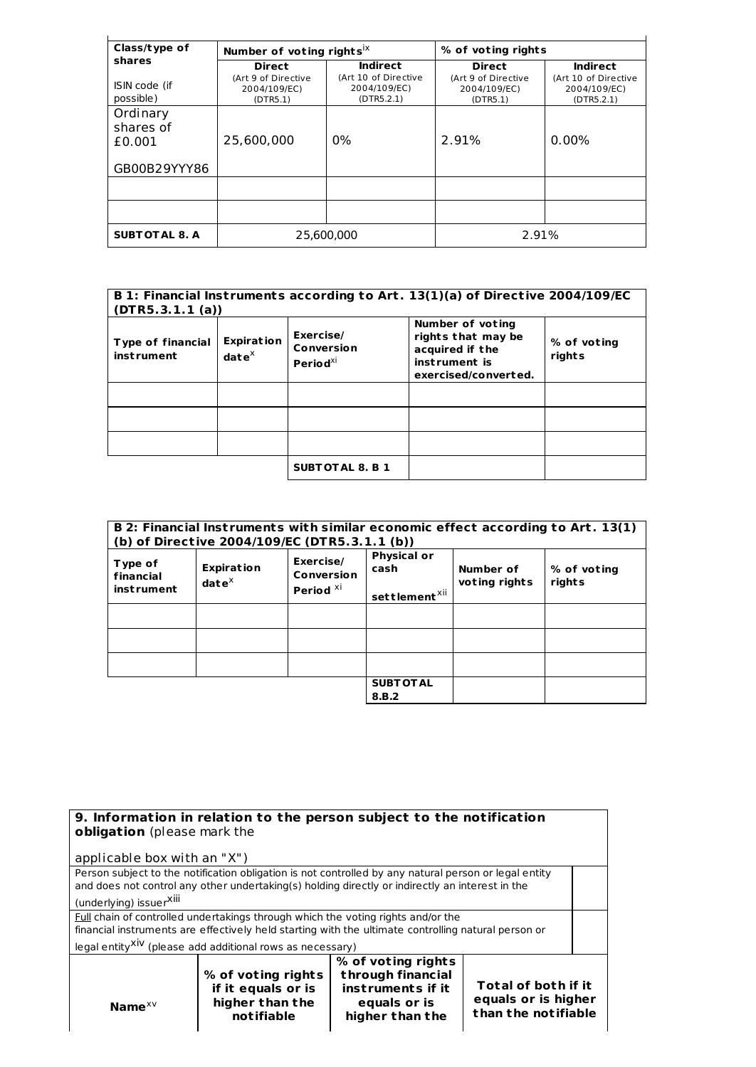| Class/type of shares<br><br>ISIN code (if possible) | Number of voting rights[ix] | | % of voting rights | |
|---|---|---|---|---|
| | Direct<br>(Art 9 of Directive 2004/109/EC)<br>(DTR5.1) | Indirect<br>(Art 10 of Directive 2004/109/EC)<br>(DTR5.2.1) | Direct<br>(Art 9 of Directive 2004/109/EC)<br>(DTR5.1) | Indirect<br>(Art 10 of Directive 2004/109/EC)<br>(DTR5.2.1) |
| Ordinary shares of £0.001<br><br>GB00B29YYY86 | 25,600,000 | 0% | 2.91% | 0.00% |
| | | | | |
| | | | | |
| **SUBTOTAL 8. A** | 25,600,000 | | 2.91% | |

| **B 1: Financial Instruments according to Art. 13(1)(a) of Directive 2004/109/EC (DTR5.3.1.1 (a))** | | | | |
|---|---|---|---|---|
| **Type of financial instrument** | **Expiration date**[x] | **Exercise/ Conversion Period**[xi] | **Number of voting rights that may be acquired if the instrument is exercised/converted.** | **% of voting rights** |
| | | | | |
| | | | | |
| | | | | |
| | | **SUBTOTAL 8. B 1** | | |

| **B 2: Financial Instruments with similar economic effect according to Art. 13(1) (b) of Directive 2004/109/EC (DTR5.3.1.1 (b))** | | | | | |
|---|---|---|---|---|---|
| **Type of financial instrument** | **Expiration date**[x] | **Exercise/ Conversion Period** [xi] | **Physical or cash settlement**[xii] | **Number of voting rights** | **% of voting rights** |
| | | | | | |
| | | | | | |
| | | | | | |
| | | | **SUBTOTAL 8.B.2** | | |

| **9. Information in relation to the person subject to the notification obligation** (please mark the applicable box with an "X") | | | | |
|---|---|---|---|---|
| Person subject to the notification obligation is not controlled by any natural person or legal entity and does not control any other undertaking(s) holding directly or indirectly an interest in the (underlying) issuer[xiii] | | | | |
| Full chain of controlled undertakings through which the voting rights and/or the financial instruments are effectively held starting with the ultimate controlling natural person or legal entity[xiv] (please add additional rows as necessary) | | | | |
| **Name**[xv] | **% of voting rights if it equals or is higher than the notifiable** | **% of voting rights through financial instruments if it equals or is higher than the** | **Total of both if it equals or is higher than the notifiable** | |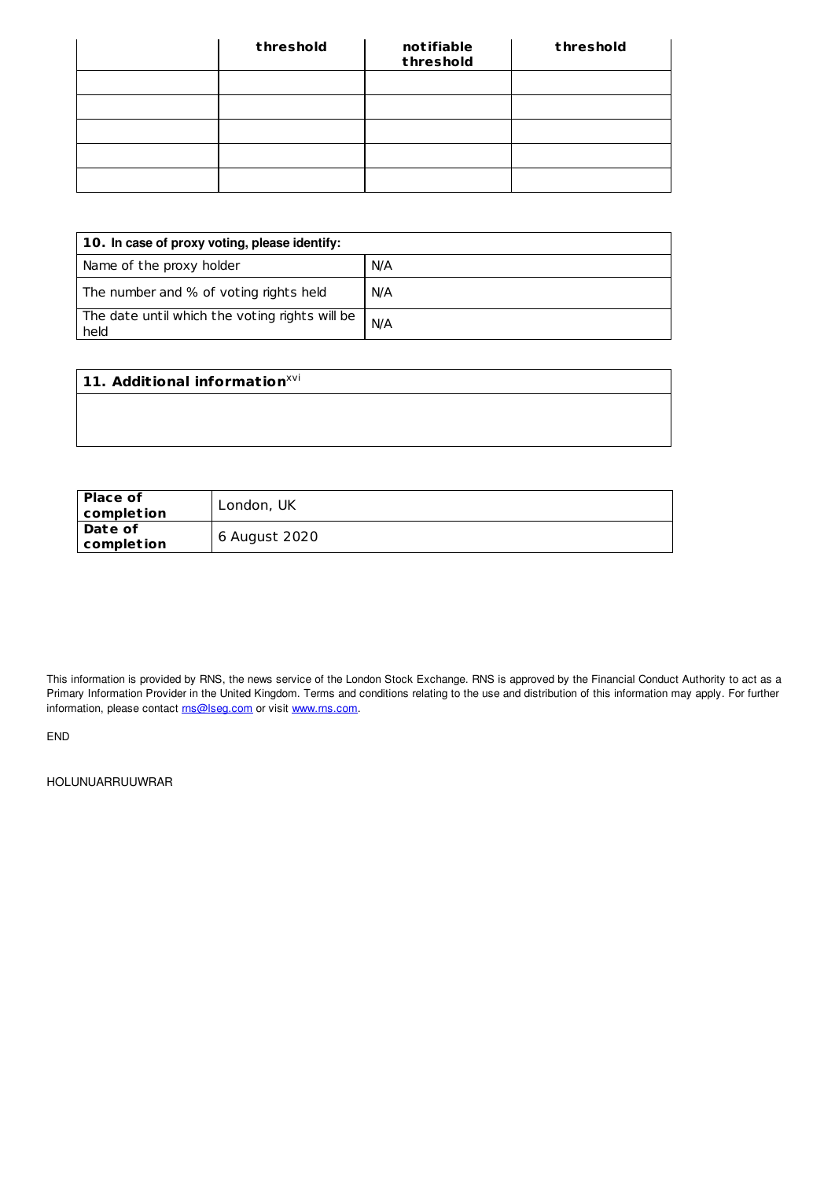| | threshold | notifiable threshold | threshold |
|---|---|---|---|
| | | | |
| | | | |
| | | | |
| | | | |
| | | | |

| **10. In case of proxy voting, please identify:** | |
|---|---|
| Name of the proxy holder | N/A |
| The number and % of voting rights held | N/A |
| The date until which the voting rights will be held | N/A |

| **11. Additional information**[xvi] |
|---|
| |

| | |
|---|---|
| **Place of completion** | London, UK |
| **Date of completion** | 6 August 2020 |

This information is provided by RNS, the news service of the London Stock Exchange. RNS is approved by the Financial Conduct Authority to act as a Primary Information Provider in the United Kingdom. Terms and conditions relating to the use and distribution of this information may apply. For further information, please contact rns@lseg.com or visit www.rns.com.

END

HOLUNUARRUUWRAR